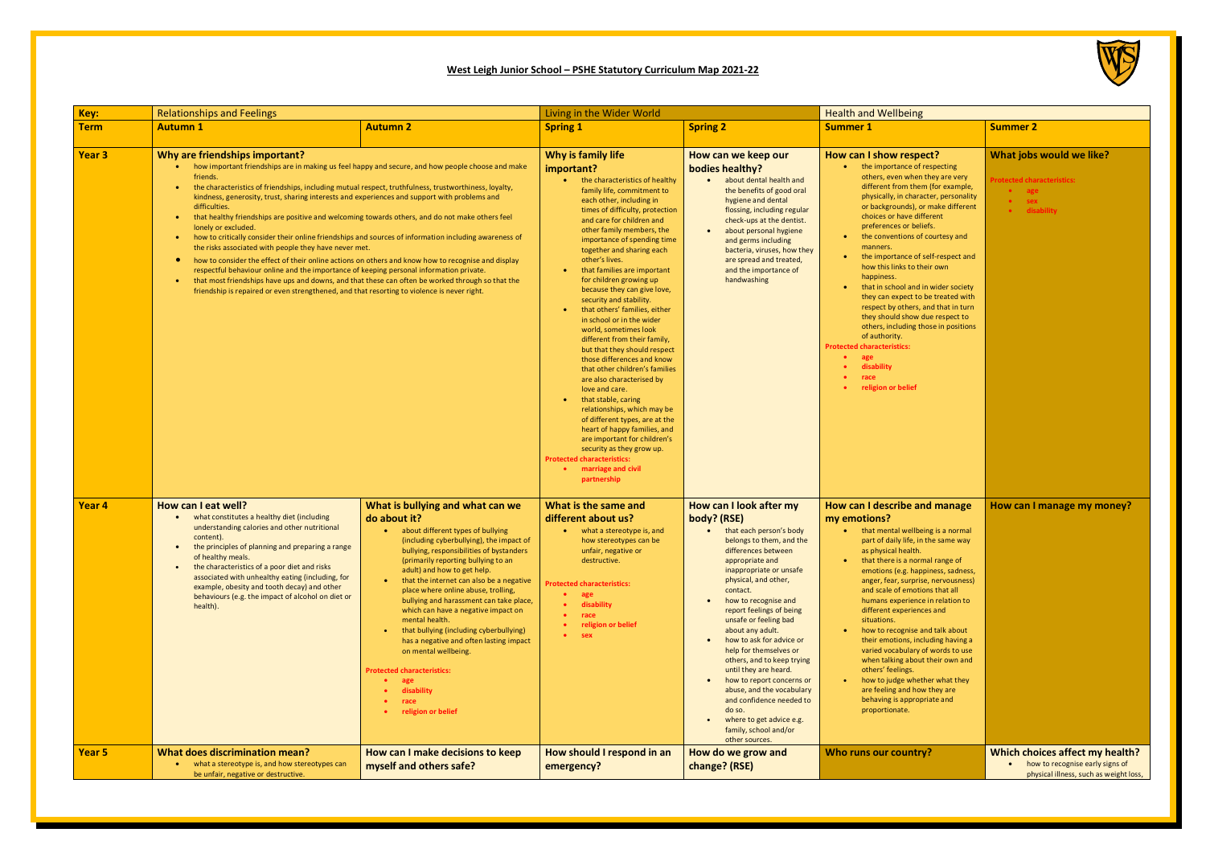# West Leigh Junior School – PSHE Statutory Curriculum Map 2021-22

| Key: | Relationships and Feelings | | Living in the Wider World | | Health and Wellbeing | |
|---|---|---|---|---|---|---|
| **Term** | **Autumn 1** | **Autumn 2** | **Spring 1** | **Spring 2** | **Summer 1** | **Summer 2** |
| **Year 3** | **Why are friendships important?**<br>• how important friendships are in making us feel happy and secure, and how people choose and make friends.<br>• the characteristics of friendships, including mutual respect, truthfulness, trustworthiness, loyalty, kindness, generosity, trust, sharing interests and experiences and support with problems and difficulties.<br>• that healthy friendships are positive and welcoming towards others, and do not make others feel lonely or excluded.<br>• how to critically consider their online friendships and sources of information including awareness of the risks associated with people they have never met.<br>• how to consider the effect of their online actions on others and know how to recognise and display respectful behaviour online and the importance of keeping personal information private.<br>• that most friendships have ups and downs, and that these can often be worked through so that the friendship is repaired or even strengthened, and that resorting to violence is never right. | | **Why is family life important?**<br>• the characteristics of healthy family life, commitment to each other, including in times of difficulty, protection and care for children and other family members, the importance of spending time together and sharing each other's lives.<br>• that families are important for children growing up because they can give love, security and stability.<br>• that others' families, either in school or in the wider world, sometimes look different from their family, but that they should respect those differences and know that other children's families are also characterised by love and care.<br>• that stable, caring relationships, which may be of different types, are at the heart of happy families, and are important for children's security as they grow up.<br>Protected characteristics:<br>• marriage and civil partnership | **How can we keep our bodies healthy?**<br>• about dental health and the benefits of good oral hygiene and dental flossing, including regular check-ups at the dentist.<br>• about personal hygiene and germs including bacteria, viruses, how they are spread and treated, and the importance of handwashing | **How can I show respect?**<br>• the importance of respecting others, even when they are very different from them (for example, physically, in character, personality or backgrounds), or make different choices or have different preferences or beliefs.<br>• the conventions of courtesy and manners.<br>• the importance of self-respect and how this links to their own happiness.<br>• that in school and in wider society they can expect to be treated with respect by others, and that in turn they should show due respect to others, including those in positions of authority.<br>Protected characteristics:<br>• age<br>• disability<br>• race<br>• religion or belief | **What jobs would we like?**<br>Protected characteristics:<br>• age<br>• sex<br>• disability |
| **Year 4** | **How can I eat well?**<br>• what constitutes a healthy diet (including understanding calories and other nutritional content).<br>• the principles of planning and preparing a range of healthy meals.<br>• the characteristics of a poor diet and risks associated with unhealthy eating (including, for example, obesity and tooth decay) and other behaviours (e.g. the impact of alcohol on diet or health). | **What is bullying and what can we do about it?**<br>• about different types of bullying (including cyberbullying), the impact of bullying, responsibilities of bystanders (primarily reporting bullying to an adult) and how to get help.<br>• that the internet can also be a negative place where online abuse, trolling, bullying and harassment can take place, which can have a negative impact on mental health.<br>• that bullying (including cyberbullying) has a negative and often lasting impact on mental wellbeing.<br>Protected characteristics:<br>• age<br>• disability<br>• race<br>• religion or belief | **What is the same and different about us?**<br>• what a stereotype is, and how stereotypes can be unfair, negative or destructive.<br>Protected characteristics:<br>• age<br>• disability<br>• race<br>• religion or belief<br>• sex | **How can I look after my body? (RSE)**<br>• that each person's body belongs to them, and the differences between appropriate and inappropriate or unsafe physical, and other, contact.<br>• how to recognise and report feelings of being unsafe or feeling bad about any adult.<br>• how to ask for advice or help for themselves or others, and to keep trying until they are heard.<br>• how to report concerns or abuse, and the vocabulary and confidence needed to do so.<br>• where to get advice e.g. family, school and/or other sources. | **How can I describe and manage my emotions?**<br>• that mental wellbeing is a normal part of daily life, in the same way as physical health.<br>• that there is a normal range of emotions (e.g. happiness, sadness, anger, fear, surprise, nervousness) and scale of emotions that all humans experience in relation to different experiences and situations.<br>• how to recognise and talk about their emotions, including having a varied vocabulary of words to use when talking about their own and others' feelings.<br>• how to judge whether what they are feeling and how they are behaving is appropriate and proportionate. | **How can I manage my money?** |
| **Year 5** | **What does discrimination mean?**<br>• what a stereotype is, and how stereotypes can be unfair, negative or destructive. | **How can I make decisions to keep myself and others safe?** | **How should I respond in an emergency?** | **How do we grow and change? (RSE)** | **Who runs our country?** | **Which choices affect my health?**<br>• how to recognise early signs of physical illness, such as weight loss, |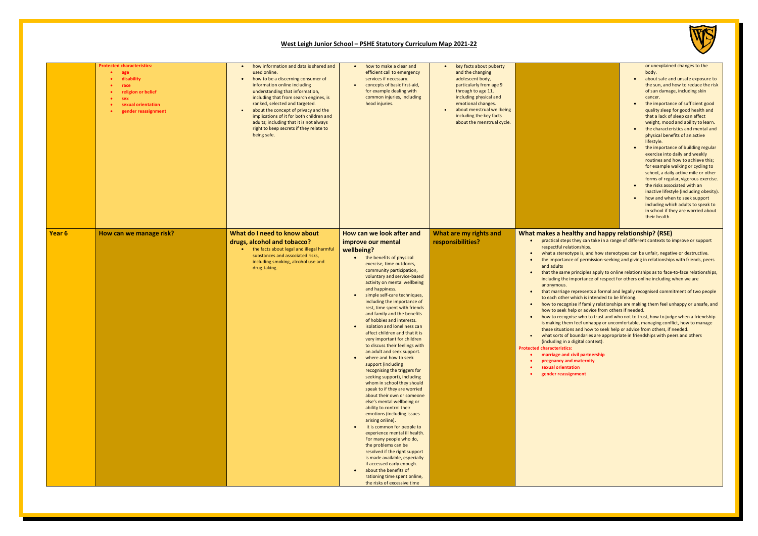# West Leigh Junior School – PSHE Statutory Curriculum Map 2021-22

| | | | | | | |
|---|---|---|---|---|---|---|
| | **Protected characteristics:**<br>• **age**<br>• **disability**<br>• **race**<br>• **religion or belief**<br>• **sex**<br>• **sexual orientation**<br>• **gender reassignment** | • how information and data is shared and used online.<br>• how to be a discerning consumer of information online including understanding that information, including that from search engines, is ranked, selected and targeted.<br>• about the concept of privacy and the implications of it for both children and adults; including that it is not always right to keep secrets if they relate to being safe. | • how to make a clear and efficient call to emergency services if necessary.<br>• concepts of basic first-aid, for example dealing with common injuries, including head injuries. | • key facts about puberty and the changing adolescent body, particularly from age 9 through to age 11, including physical and emotional changes.<br>• about menstrual wellbeing including the key facts about the menstrual cycle. | | or unexplained changes to the body.<br>• about safe and unsafe exposure to the sun, and how to reduce the risk of sun damage, including skin cancer.<br>• the importance of sufficient good quality sleep for good health and that a lack of sleep can affect weight, mood and ability to learn.<br>• the characteristics and mental and physical benefits of an active lifestyle.<br>• the importance of building regular exercise into daily and weekly routines and how to achieve this; for example walking or cycling to school, a daily active mile or other forms of regular, vigorous exercise.<br>• the risks associated with an inactive lifestyle (including obesity).<br>• how and when to seek support including which adults to speak to in school if they are worried about their health. |
| **Year 6** | **How can we manage risk?** | **What do I need to know about drugs, alcohol and tobacco?**<br>• the facts about legal and illegal harmful substances and associated risks, including smoking, alcohol use and drug-taking. | **How can we look after and improve our mental wellbeing?**<br>• the benefits of physical exercise, time outdoors, community participation, voluntary and service-based activity on mental wellbeing and happiness.<br>• simple self-care techniques, including the importance of rest, time spent with friends and family and the benefits of hobbies and interests.<br>• isolation and loneliness can affect children and that it is very important for children to discuss their feelings with an adult and seek support.<br>• where and how to seek support (including recognising the triggers for seeking support), including whom in school they should speak to if they are worried about their own or someone else's mental wellbeing or ability to control their emotions (including issues arising online).<br>• it is common for people to experience mental ill health. For many people who do, the problems can be resolved if the right support is made available, especially if accessed early enough.<br>• about the benefits of rationing time spent online, the risks of excessive time | **What are my rights and responsibilities?** | **What makes a healthy and happy relationship? (RSE)**<br>• practical steps they can take in a range of different contexts to improve or support respectful relationships.<br>• what a stereotype is, and how stereotypes can be unfair, negative or destructive.<br>• the importance of permission-seeking and giving in relationships with friends, peers and adults<br>• that the same principles apply to online relationships as to face-to-face relationships, including the importance of respect for others online including when we are anonymous.<br>• that marriage represents a formal and legally recognised commitment of two people to each other which is intended to be lifelong.<br>• how to recognise if family relationships are making them feel unhappy or unsafe, and how to seek help or advice from others if needed.<br>• how to recognise who to trust and who not to trust, how to judge when a friendship is making them feel unhappy or uncomfortable, managing conflict, how to manage these situations and how to seek help or advice from others, if needed.<br>• what sorts of boundaries are appropriate in friendships with peers and others (including in a digital context).<br>**Protected characteristics:**<br>• **marriage and civil partnership**<br>• **pregnancy and maternity**<br>• **sexual orientation**<br>• **gender reassignment** | |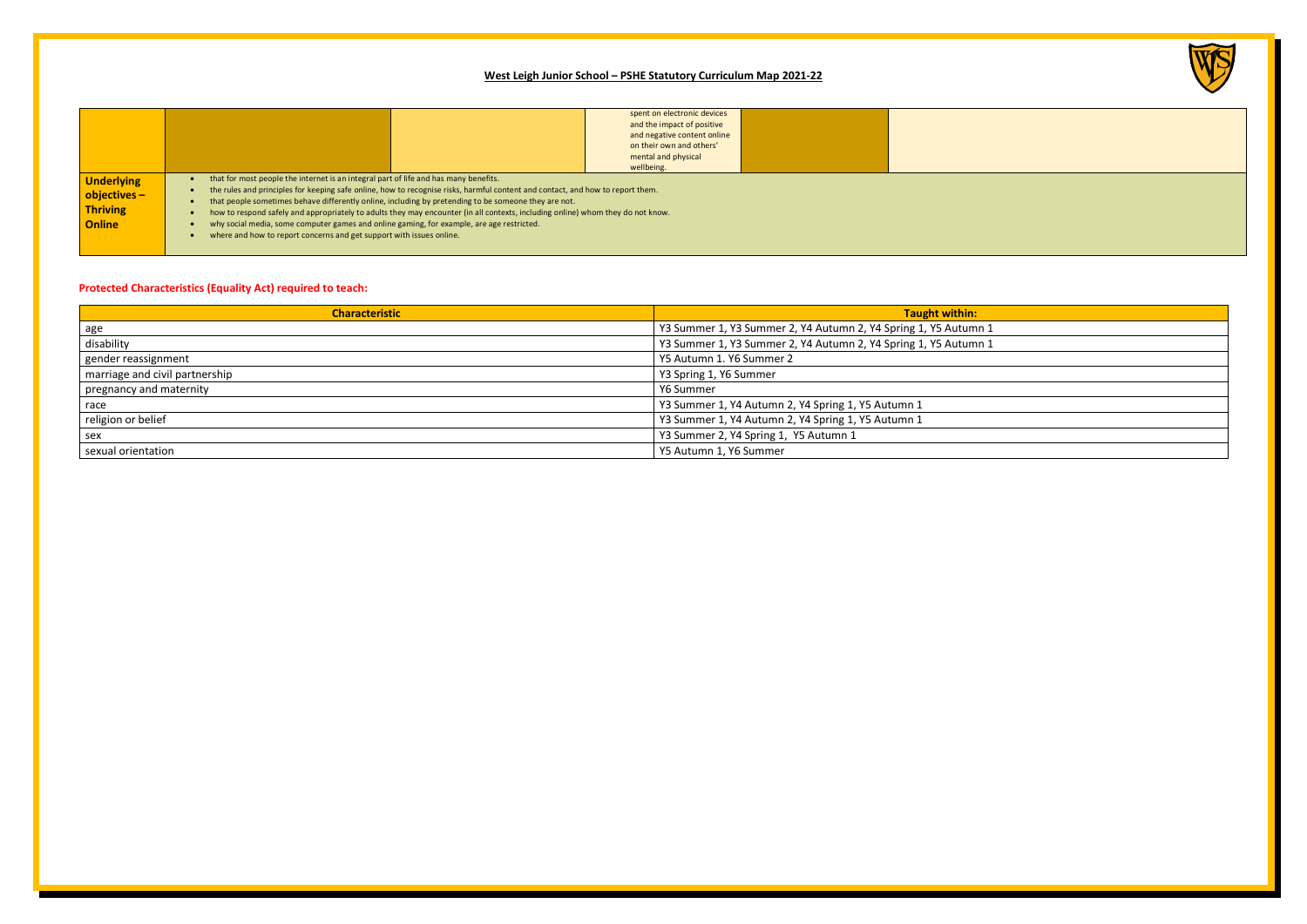## West Leigh Junior School – PSHE Statutory Curriculum Map 2021-22

| | | | | | |
|---|---|---|---|---|---|
| | | | spent on electronic devices and the impact of positive and negative content online on their own and others' mental and physical wellbeing. | | |
| **Underlying objectives – Thriving Online** | • that for most people the internet is an integral part of life and has many benefits.<br>• the rules and principles for keeping safe online, how to recognise risks, harmful content and contact, and how to report them.<br>• that people sometimes behave differently online, including by pretending to be someone they are not.<br>• how to respond safely and appropriately to adults they may encounter (in all contexts, including online) whom they do not know.<br>• why social media, some computer games and online gaming, for example, are age restricted.<br>• where and how to report concerns and get support with issues online. | | | | |

**Protected Characteristics (Equality Act) required to teach:**

| Characteristic | Taught within: |
|---|---|
| age | Y3 Summer 1, Y3 Summer 2, Y4 Autumn 2, Y4 Spring 1, Y5 Autumn 1 |
| disability | Y3 Summer 1, Y3 Summer 2, Y4 Autumn 2, Y4 Spring 1, Y5 Autumn 1 |
| gender reassignment | Y5 Autumn 1. Y6 Summer 2 |
| marriage and civil partnership | Y3 Spring 1, Y6 Summer |
| pregnancy and maternity | Y6 Summer |
| race | Y3 Summer 1, Y4 Autumn 2, Y4 Spring 1, Y5 Autumn 1 |
| religion or belief | Y3 Summer 1, Y4 Autumn 2, Y4 Spring 1, Y5 Autumn 1 |
| sex | Y3 Summer 2, Y4 Spring 1, Y5 Autumn 1 |
| sexual orientation | Y5 Autumn 1, Y6 Summer |